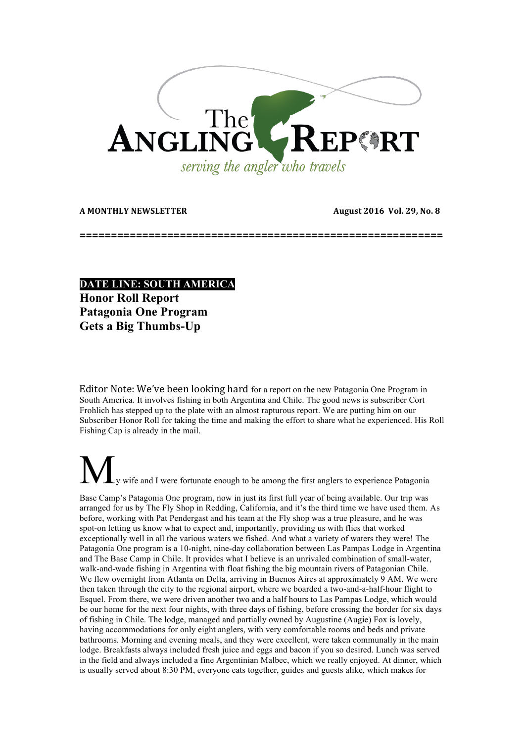# The ANGLING REPORT

*serving the angler who travels*

**A MONTHLY NEWSLETTER** **August 2016 Vol. 29, No. 8**

**DATE LINE: SOUTH AMERICA**

## Honor Roll Report Patagonia One Program Gets a Big Thumbs-Up

Editor Note: We've been looking hard for a report on the new Patagonia One Program in South America. It involves fishing in both Argentina and Chile. The good news is subscriber Cort Frohlich has stepped up to the plate with an almost rapturous report. We are putting him on our Subscriber Honor Roll for taking the time and making the effort to share what he experienced. His Roll Fishing Cap is already in the mail.

My wife and I were fortunate enough to be among the first anglers to experience Patagonia Base Camp's Patagonia One program, now in just its first full year of being available. Our trip was arranged for us by The Fly Shop in Redding, California, and it's the third time we have used them. As before, working with Pat Pendergast and his team at the Fly shop was a true pleasure, and he was spot-on letting us know what to expect and, importantly, providing us with flies that worked exceptionally well in all the various waters we fished. And what a variety of waters they were! The Patagonia One program is a 10-night, nine-day collaboration between Las Pampas Lodge in Argentina and The Base Camp in Chile. It provides what I believe is an unrivaled combination of small-water, walk-and-wade fishing in Argentina with float fishing the big mountain rivers of Patagonian Chile. We flew overnight from Atlanta on Delta, arriving in Buenos Aires at approximately 9 AM. We were then taken through the city to the regional airport, where we boarded a two-and-a-half-hour flight to Esquel. From there, we were driven another two and a half hours to Las Pampas Lodge, which would be our home for the next four nights, with three days of fishing, before crossing the border for six days of fishing in Chile. The lodge, managed and partially owned by Augustine (Augie) Fox is lovely, having accommodations for only eight anglers, with very comfortable rooms and beds and private bathrooms. Morning and evening meals, and they were excellent, were taken communally in the main lodge. Breakfasts always included fresh juice and eggs and bacon if you so desired. Lunch was served in the field and always included a fine Argentinian Malbec, which we really enjoyed. At dinner, which is usually served about 8:30 PM, everyone eats together, guides and guests alike, which makes for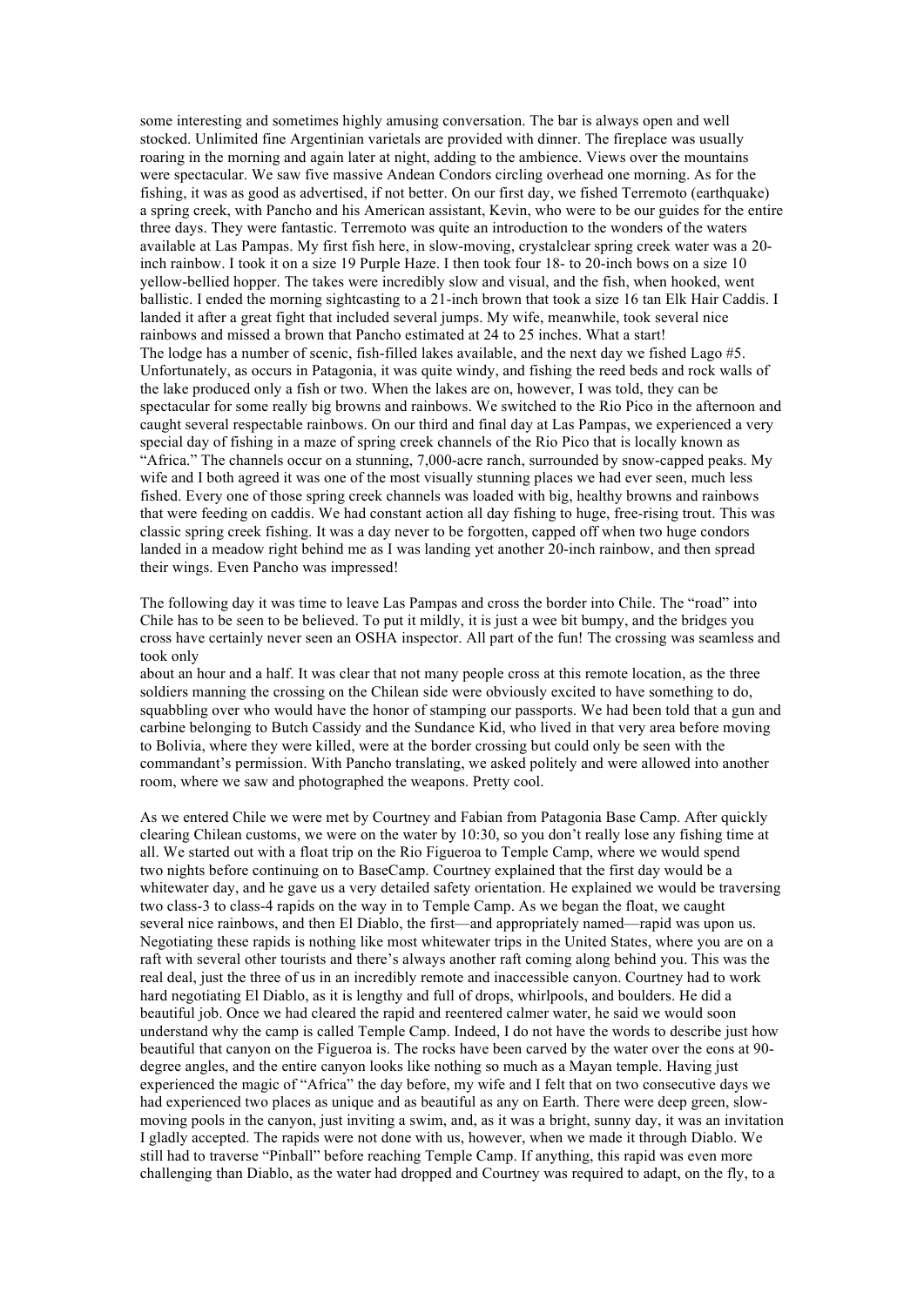some interesting and sometimes highly amusing conversation. The bar is always open and well stocked. Unlimited fine Argentinian varietals are provided with dinner. The fireplace was usually roaring in the morning and again later at night, adding to the ambience. Views over the mountains were spectacular. We saw five massive Andean Condors circling overhead one morning. As for the fishing, it was as good as advertised, if not better. On our first day, we fished Terremoto (earthquake) a spring creek, with Pancho and his American assistant, Kevin, who were to be our guides for the entire three days. They were fantastic. Terremoto was quite an introduction to the wonders of the waters available at Las Pampas. My first fish here, in slow-moving, crystalclear spring creek water was a 20-inch rainbow. I took it on a size 19 Purple Haze. I then took four 18- to 20-inch bows on a size 10 yellow-bellied hopper. The takes were incredibly slow and visual, and the fish, when hooked, went ballistic. I ended the morning sightcasting to a 21-inch brown that took a size 16 tan Elk Hair Caddis. I landed it after a great fight that included several jumps. My wife, meanwhile, took several nice rainbows and missed a brown that Pancho estimated at 24 to 25 inches. What a start!
The lodge has a number of scenic, fish-filled lakes available, and the next day we fished Lago #5. Unfortunately, as occurs in Patagonia, it was quite windy, and fishing the reed beds and rock walls of the lake produced only a fish or two. When the lakes are on, however, I was told, they can be spectacular for some really big browns and rainbows. We switched to the Rio Pico in the afternoon and caught several respectable rainbows. On our third and final day at Las Pampas, we experienced a very special day of fishing in a maze of spring creek channels of the Rio Pico that is locally known as "Africa." The channels occur on a stunning, 7,000-acre ranch, surrounded by snow-capped peaks. My wife and I both agreed it was one of the most visually stunning places we had ever seen, much less fished. Every one of those spring creek channels was loaded with big, healthy browns and rainbows that were feeding on caddis. We had constant action all day fishing to huge, free-rising trout. This was classic spring creek fishing. It was a day never to be forgotten, capped off when two huge condors landed in a meadow right behind me as I was landing yet another 20-inch rainbow, and then spread their wings. Even Pancho was impressed!

The following day it was time to leave Las Pampas and cross the border into Chile. The "road" into Chile has to be seen to be believed. To put it mildly, it is just a wee bit bumpy, and the bridges you cross have certainly never seen an OSHA inspector. All part of the fun! The crossing was seamless and took only
about an hour and a half. It was clear that not many people cross at this remote location, as the three soldiers manning the crossing on the Chilean side were obviously excited to have something to do, squabbling over who would have the honor of stamping our passports. We had been told that a gun and carbine belonging to Butch Cassidy and the Sundance Kid, who lived in that very area before moving to Bolivia, where they were killed, were at the border crossing but could only be seen with the commandant's permission. With Pancho translating, we asked politely and were allowed into another room, where we saw and photographed the weapons. Pretty cool.

As we entered Chile we were met by Courtney and Fabian from Patagonia Base Camp. After quickly clearing Chilean customs, we were on the water by 10:30, so you don't really lose any fishing time at all. We started out with a float trip on the Rio Figueroa to Temple Camp, where we would spend two nights before continuing on to BaseCamp. Courtney explained that the first day would be a whitewater day, and he gave us a very detailed safety orientation. He explained we would be traversing two class-3 to class-4 rapids on the way in to Temple Camp. As we began the float, we caught several nice rainbows, and then El Diablo, the first—and appropriately named—rapid was upon us. Negotiating these rapids is nothing like most whitewater trips in the United States, where you are on a raft with several other tourists and there's always another raft coming along behind you. This was the real deal, just the three of us in an incredibly remote and inaccessible canyon. Courtney had to work hard negotiating El Diablo, as it is lengthy and full of drops, whirlpools, and boulders. He did a beautiful job. Once we had cleared the rapid and reentered calmer water, he said we would soon understand why the camp is called Temple Camp. Indeed, I do not have the words to describe just how beautiful that canyon on the Figueroa is. The rocks have been carved by the water over the eons at 90-degree angles, and the entire canyon looks like nothing so much as a Mayan temple. Having just experienced the magic of "Africa" the day before, my wife and I felt that on two consecutive days we had experienced two places as unique and as beautiful as any on Earth. There were deep green, slow-moving pools in the canyon, just inviting a swim, and, as it was a bright, sunny day, it was an invitation I gladly accepted. The rapids were not done with us, however, when we made it through Diablo. We still had to traverse "Pinball" before reaching Temple Camp. If anything, this rapid was even more challenging than Diablo, as the water had dropped and Courtney was required to adapt, on the fly, to a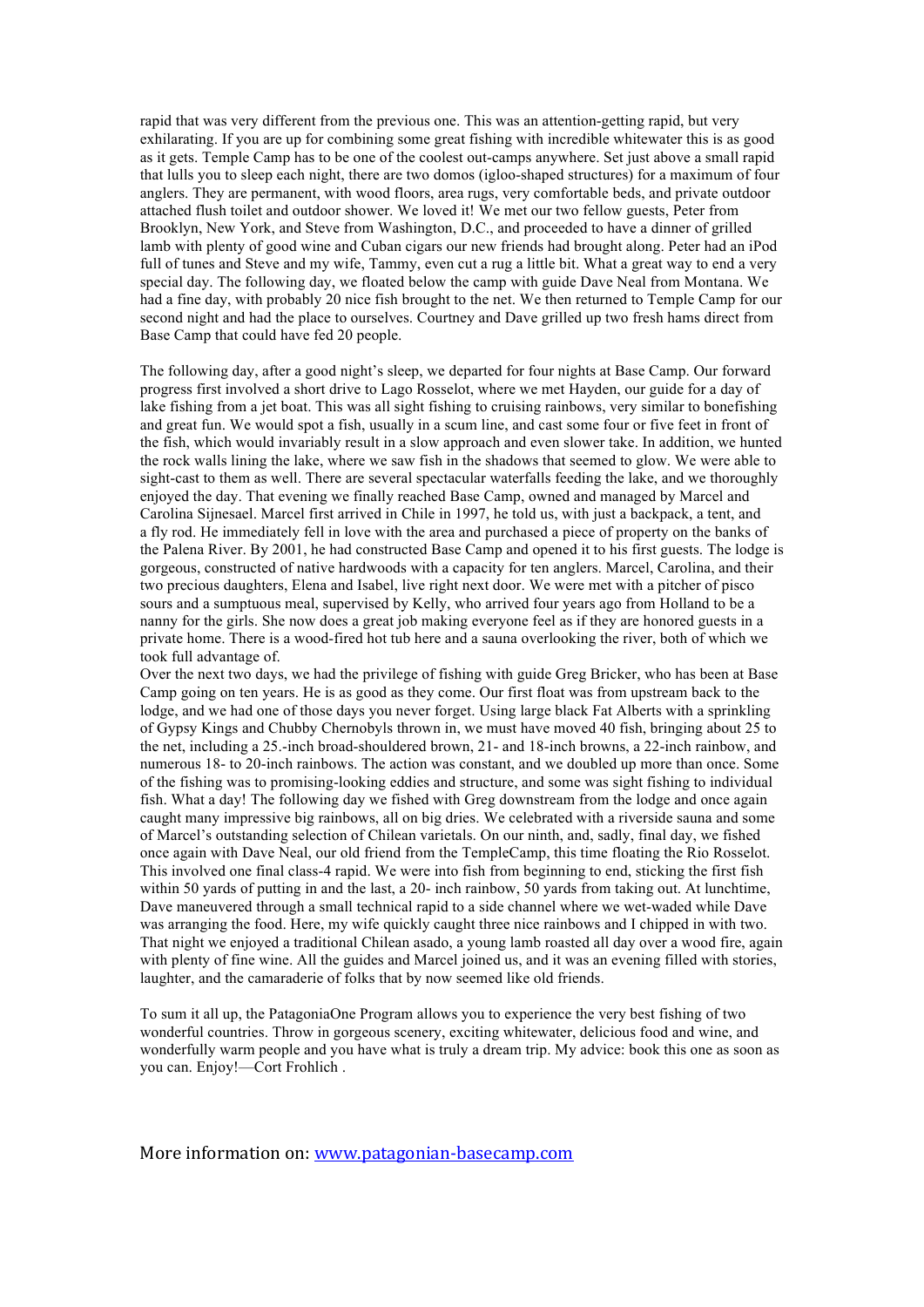rapid that was very different from the previous one. This was an attention-getting rapid, but very exhilarating. If you are up for combining some great fishing with incredible whitewater this is as good as it gets. Temple Camp has to be one of the coolest out-camps anywhere. Set just above a small rapid that lulls you to sleep each night, there are two domos (igloo-shaped structures) for a maximum of four anglers. They are permanent, with wood floors, area rugs, very comfortable beds, and private outdoor attached flush toilet and outdoor shower. We loved it! We met our two fellow guests, Peter from Brooklyn, New York, and Steve from Washington, D.C., and proceeded to have a dinner of grilled lamb with plenty of good wine and Cuban cigars our new friends had brought along. Peter had an iPod full of tunes and Steve and my wife, Tammy, even cut a rug a little bit. What a great way to end a very special day. The following day, we floated below the camp with guide Dave Neal from Montana. We had a fine day, with probably 20 nice fish brought to the net. We then returned to Temple Camp for our second night and had the place to ourselves. Courtney and Dave grilled up two fresh hams direct from Base Camp that could have fed 20 people.

The following day, after a good night's sleep, we departed for four nights at Base Camp. Our forward progress first involved a short drive to Lago Rosselot, where we met Hayden, our guide for a day of lake fishing from a jet boat. This was all sight fishing to cruising rainbows, very similar to bonefishing and great fun. We would spot a fish, usually in a scum line, and cast some four or five feet in front of the fish, which would invariably result in a slow approach and even slower take. In addition, we hunted the rock walls lining the lake, where we saw fish in the shadows that seemed to glow. We were able to sight-cast to them as well. There are several spectacular waterfalls feeding the lake, and we thoroughly enjoyed the day. That evening we finally reached Base Camp, owned and managed by Marcel and Carolina Sijnesael. Marcel first arrived in Chile in 1997, he told us, with just a backpack, a tent, and a fly rod. He immediately fell in love with the area and purchased a piece of property on the banks of the Palena River. By 2001, he had constructed Base Camp and opened it to his first guests. The lodge is gorgeous, constructed of native hardwoods with a capacity for ten anglers. Marcel, Carolina, and their two precious daughters, Elena and Isabel, live right next door. We were met with a pitcher of pisco sours and a sumptuous meal, supervised by Kelly, who arrived four years ago from Holland to be a nanny for the girls. She now does a great job making everyone feel as if they are honored guests in a private home. There is a wood-fired hot tub here and a sauna overlooking the river, both of which we took full advantage of.

Over the next two days, we had the privilege of fishing with guide Greg Bricker, who has been at Base Camp going on ten years. He is as good as they come. Our first float was from upstream back to the lodge, and we had one of those days you never forget. Using large black Fat Alberts with a sprinkling of Gypsy Kings and Chubby Chernobyls thrown in, we must have moved 40 fish, bringing about 25 to the net, including a 25.-inch broad-shouldered brown, 21- and 18-inch browns, a 22-inch rainbow, and numerous 18- to 20-inch rainbows. The action was constant, and we doubled up more than once. Some of the fishing was to promising-looking eddies and structure, and some was sight fishing to individual fish. What a day! The following day we fished with Greg downstream from the lodge and once again caught many impressive big rainbows, all on big dries. We celebrated with a riverside sauna and some of Marcel's outstanding selection of Chilean varietals. On our ninth, and, sadly, final day, we fished once again with Dave Neal, our old friend from the TempleCamp, this time floating the Rio Rosselot. This involved one final class-4 rapid. We were into fish from beginning to end, sticking the first fish within 50 yards of putting in and the last, a 20- inch rainbow, 50 yards from taking out. At lunchtime, Dave maneuvered through a small technical rapid to a side channel where we wet-waded while Dave was arranging the food. Here, my wife quickly caught three nice rainbows and I chipped in with two. That night we enjoyed a traditional Chilean asado, a young lamb roasted all day over a wood fire, again with plenty of fine wine. All the guides and Marcel joined us, and it was an evening filled with stories, laughter, and the camaraderie of folks that by now seemed like old friends.

To sum it all up, the PatagoniaOne Program allows you to experience the very best fishing of two wonderful countries. Throw in gorgeous scenery, exciting whitewater, delicious food and wine, and wonderfully warm people and you have what is truly a dream trip. My advice: book this one as soon as you can. Enjoy!—Cort Frohlich .

More information on: [www.patagonian-basecamp.com](http://www.patagonian-basecamp.com)